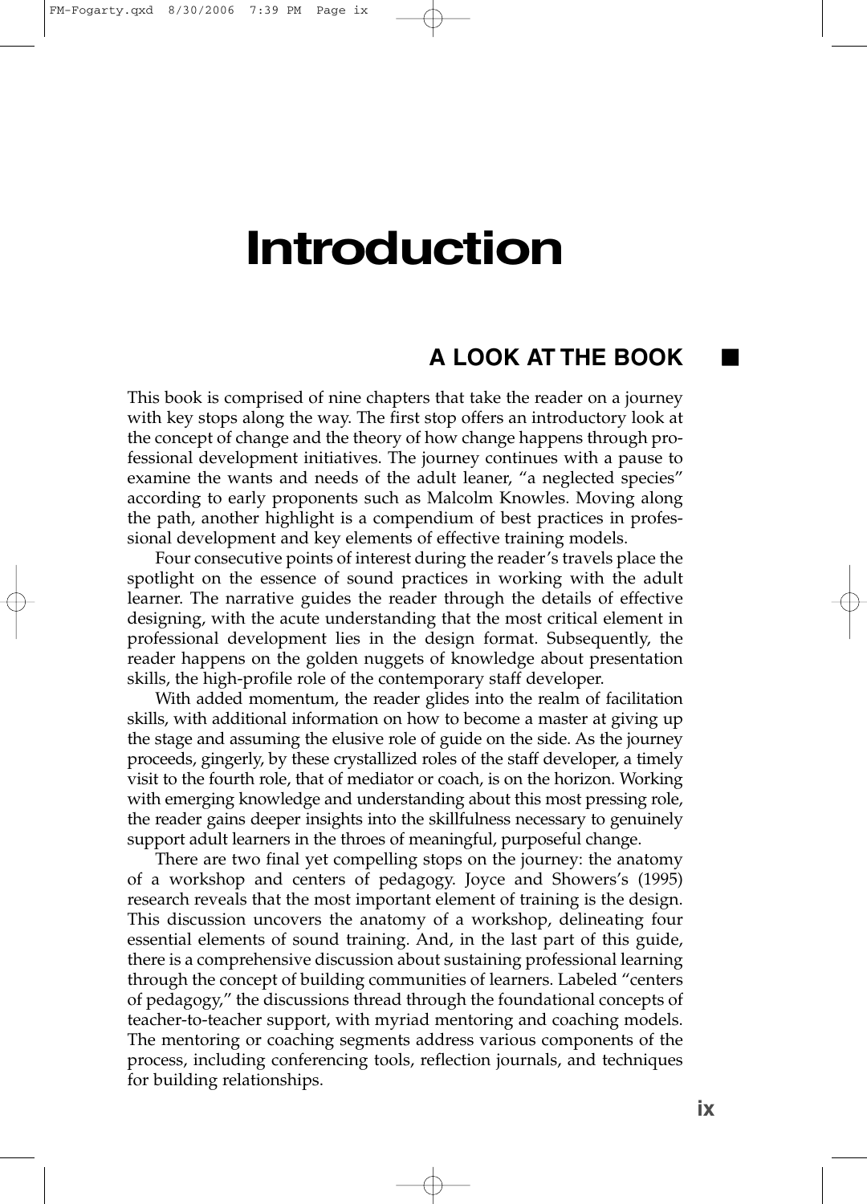# Introduction

## A LOOK AT THE BOOK

This book is comprised of nine chapters that take the reader on a journey with key stops along the way. The first stop offers an introductory look at the concept of change and the theory of how change happens through professional development initiatives. The journey continues with a pause to examine the wants and needs of the adult leaner, "a neglected species" according to early proponents such as Malcolm Knowles. Moving along the path, another highlight is a compendium of best practices in professional development and key elements of effective training models.

Four consecutive points of interest during the reader's travels place the spotlight on the essence of sound practices in working with the adult learner. The narrative guides the reader through the details of effective designing, with the acute understanding that the most critical element in professional development lies in the design format. Subsequently, the reader happens on the golden nuggets of knowledge about presentation skills, the high-profile role of the contemporary staff developer.

With added momentum, the reader glides into the realm of facilitation skills, with additional information on how to become a master at giving up the stage and assuming the elusive role of guide on the side. As the journey proceeds, gingerly, by these crystallized roles of the staff developer, a timely visit to the fourth role, that of mediator or coach, is on the horizon. Working with emerging knowledge and understanding about this most pressing role, the reader gains deeper insights into the skillfulness necessary to genuinely support adult learners in the throes of meaningful, purposeful change.

There are two final yet compelling stops on the journey: the anatomy of a workshop and centers of pedagogy. Joyce and Showers's (1995) research reveals that the most important element of training is the design. This discussion uncovers the anatomy of a workshop, delineating four essential elements of sound training. And, in the last part of this guide, there is a comprehensive discussion about sustaining professional learning through the concept of building communities of learners. Labeled "centers of pedagogy," the discussions thread through the foundational concepts of teacher-to-teacher support, with myriad mentoring and coaching models. The mentoring or coaching segments address various components of the process, including conferencing tools, reflection journals, and techniques for building relationships.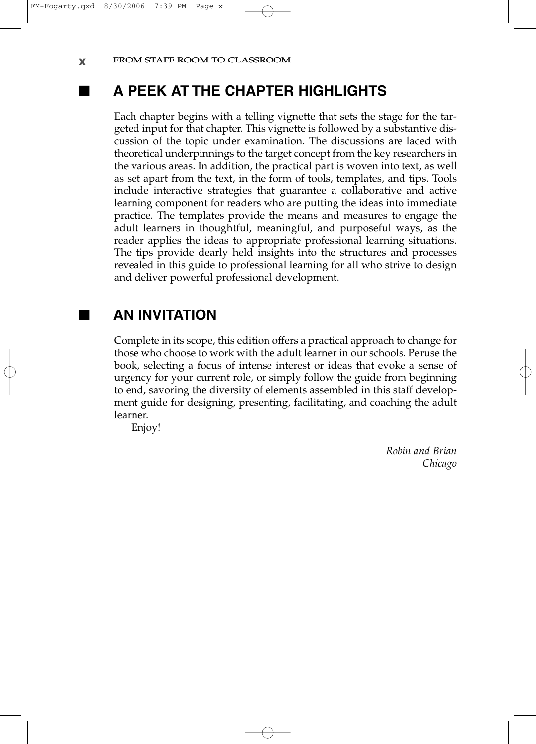## A PEEK AT THE CHAPTER HIGHLIGHTS

Each chapter begins with a telling vignette that sets the stage for the targeted input for that chapter. This vignette is followed by a substantive discussion of the topic under examination. The discussions are laced with theoretical underpinnings to the target concept from the key researchers in the various areas. In addition, the practical part is woven into text, as well as set apart from the text, in the form of tools, templates, and tips. Tools include interactive strategies that guarantee a collaborative and active learning component for readers who are putting the ideas into immediate practice. The templates provide the means and measures to engage the adult learners in thoughtful, meaningful, and purposeful ways, as the reader applies the ideas to appropriate professional learning situations. The tips provide dearly held insights into the structures and processes revealed in this guide to professional learning for all who strive to design and deliver powerful professional development.

## AN INVITATION

Complete in its scope, this edition offers a practical approach to change for those who choose to work with the adult learner in our schools. Peruse the book, selecting a focus of intense interest or ideas that evoke a sense of urgency for your current role, or simply follow the guide from beginning to end, savoring the diversity of elements assembled in this staff development guide for designing, presenting, facilitating, and coaching the adult learner.

Enjoy!

*Robin and Brian*
*Chicago*